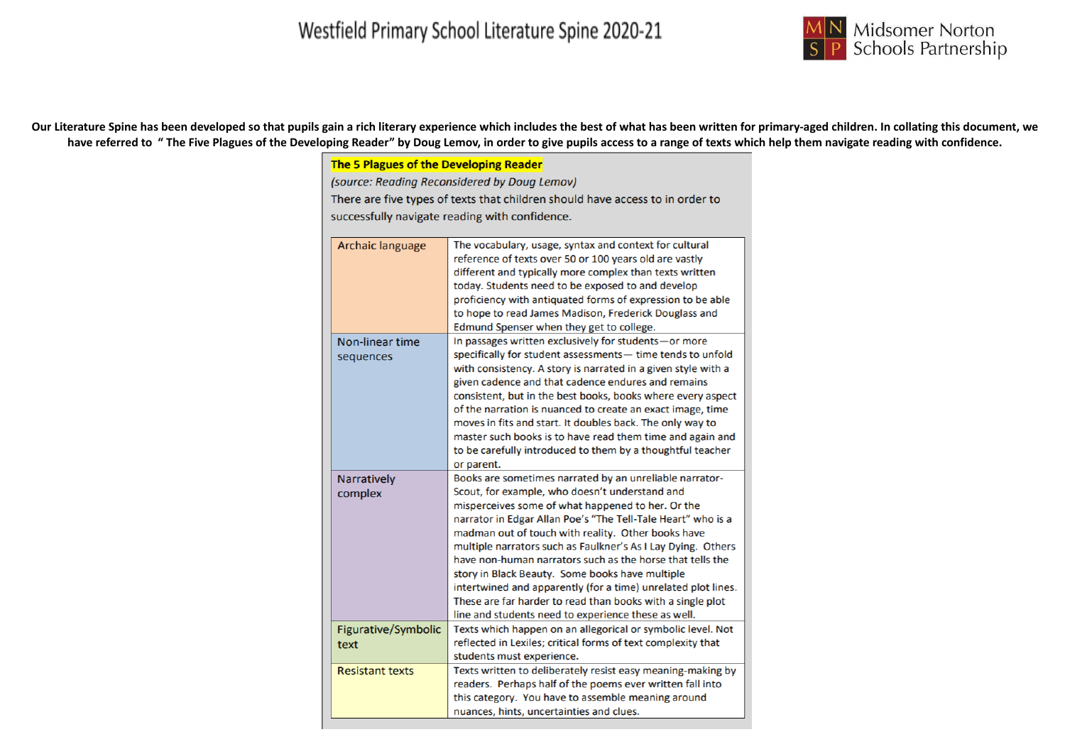# Westfield Primary School Literature Spine 2020-21

Midsomer Norton Schools Partnership

**Our Literature Spine has been developed so that pupils gain a rich literary experience which includes the best of what has been written for primary-aged children. In collating this document, we have referred to " The Five Plagues of the Developing Reader" by Doug Lemov, in order to give pupils access to a range of texts which help them navigate reading with confidence.**

**The 5 Plagues of the Developing Reader**

*(source: Reading Reconsidered by Doug Lemov)*

There are five types of texts that children should have access to in order to successfully navigate reading with confidence.

| | |
|---|---|
| Archaic language | The vocabulary, usage, syntax and context for cultural reference of texts over 50 or 100 years old are vastly different and typically more complex than texts written today. Students need to be exposed to and develop proficiency with antiquated forms of expression to be able to hope to read James Madison, Frederick Douglass and Edmund Spenser when they get to college. |
| Non-linear time sequences | In passages written exclusively for students—or more specifically for student assessments— time tends to unfold with consistency. A story is narrated in a given style with a given cadence and that cadence endures and remains consistent, but in the best books, books where every aspect of the narration is nuanced to create an exact image, time moves in fits and start. It doubles back. The only way to master such books is to have read them time and again and to be carefully introduced to them by a thoughtful teacher or parent. |
| Narratively complex | Books are sometimes narrated by an unreliable narrator- Scout, for example, who doesn't understand and misperceives some of what happened to her. Or the narrator in Edgar Allan Poe's "The Tell-Tale Heart" who is a madman out of touch with reality. Other books have multiple narrators such as Faulkner's As I Lay Dying. Others have non-human narrators such as the horse that tells the story in Black Beauty. Some books have multiple intertwined and apparently (for a time) unrelated plot lines. These are far harder to read than books with a single plot line and students need to experience these as well. |
| Figurative/Symbolic text | Texts which happen on an allegorical or symbolic level. Not reflected in Lexiles; critical forms of text complexity that students must experience. |
| Resistant texts | Texts written to deliberately resist easy meaning-making by readers. Perhaps half of the poems ever written fall into this category. You have to assemble meaning around nuances, hints, uncertainties and clues. |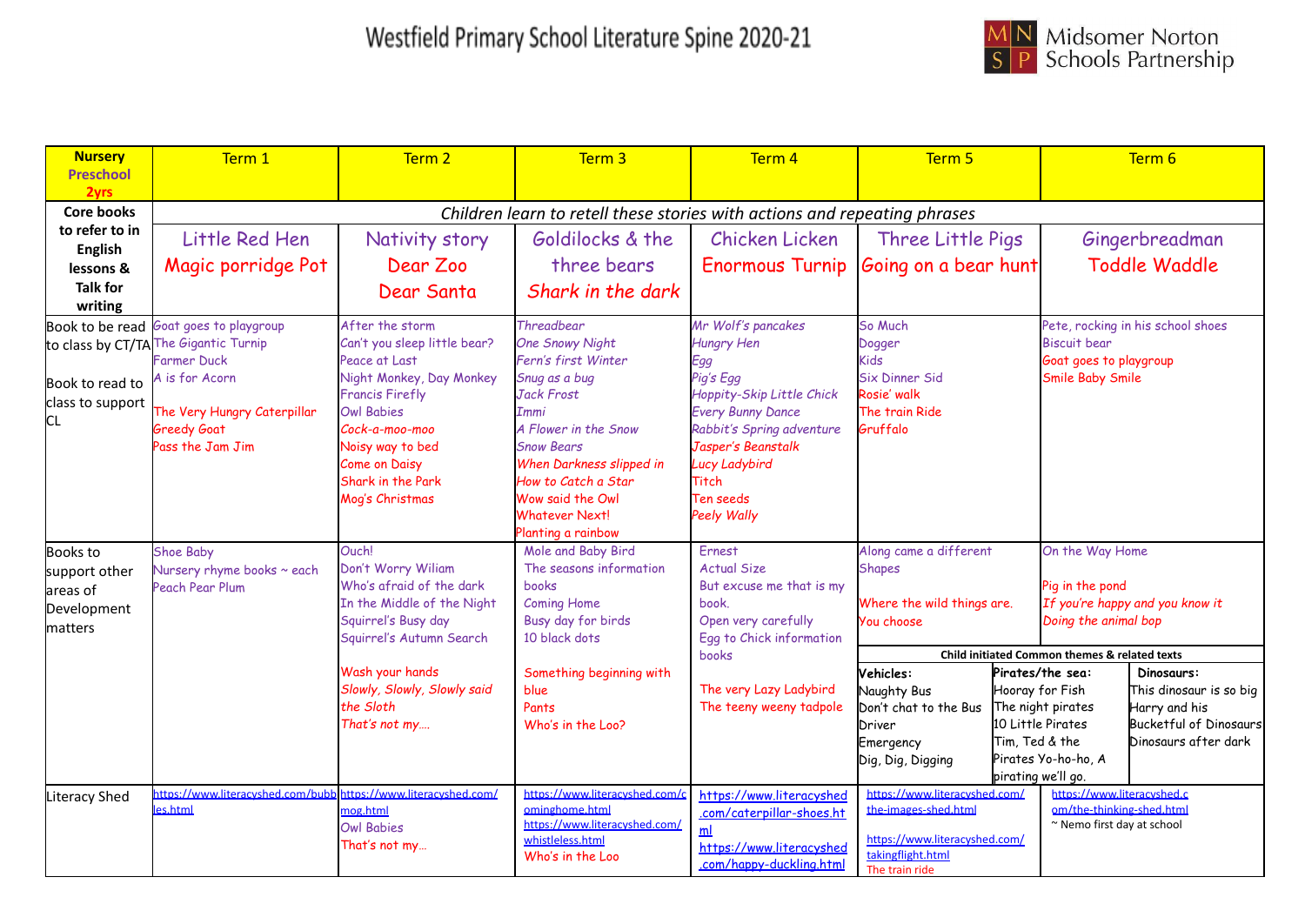# Westfield Primary School Literature Spine 2020-21

Midsomer Norton Schools Partnership

| Nursery Preschool 2yrs | Term 1 | Term 2 | Term 3 | Term 4 | Term 5 | Term 6 |
|---|---|---|---|---|---|---|
| Core books to refer to in English lessons & Talk for writing | Children learn to retell these stories with actions and repeating phrases | | | | | |
| | Little Red Hen<br>Magic porridge Pot | Nativity story<br>Dear Zoo<br>Dear Santa | Goldilocks & the three bears<br>*Shark in the dark* | Chicken Licken<br>Enormous Turnip | Three Little Pigs<br>Going on a bear hunt | Gingerbreadman<br>Toddle Waddle |
| Book to be read to class by CT/TA<br><br>Book to read to class to support CL | Goat goes to playgroup<br>The Gigantic Turnip<br>Farmer Duck<br>A is for Acorn<br><br>The Very Hungry Caterpillar<br>Greedy Goat<br>Pass the Jam Jim | After the storm<br>Can't you sleep little bear?<br>Peace at Last<br>Night Monkey, Day Monkey<br>Francis Firefly<br>Owl Babies<br>Cock-a-moo-moo<br>Noisy way to bed<br>Come on Daisy<br>Shark in the Park<br>Mog's Christmas | *Threadbear*<br>*One Snowy Night*<br>*Fern's first Winter*<br>*Snug as a bug*<br>*Jack Frost*<br>*Immi*<br>*A Flower in the Snow*<br>*Snow Bears*<br>*When Darkness slipped in*<br>*How to Catch a Star*<br>*Wow said the Owl*<br>*Whatever Next!*<br>*Planting a rainbow* | *Mr Wolf's pancakes*<br>*Hungry Hen*<br>*Egg*<br>*Pig's Egg*<br>*Hoppity-Skip Little Chick*<br>*Every Bunny Dance*<br>*Rabbit's Spring adventure*<br>*Jasper's Beanstalk*<br>*Lucy Ladybird*<br>*Titch*<br>*Ten seeds*<br>*Peely Wally* | So Much<br>Dogger<br>Kids<br>Six Dinner Sid<br>Rosie' walk<br>The train Ride<br>Gruffalo | Pete, rocking in his school shoes<br>Biscuit bear<br>Goat goes to playgroup<br>Smile Baby Smile |
| Books to support other areas of Development matters | Shoe Baby<br>Nursery rhyme books ~ each<br>Peach Pear Plum | Ouch!<br>Don't Worry Wiliam<br>Who's afraid of the dark<br>In the Middle of the Night<br>Squirrel's Busy day<br>Squirrel's Autumn Search<br><br>Wash your hands<br>*Slowly, Slowly, Slowly said the Sloth*<br>*That's not my….* | Mole and Baby Bird<br>The seasons information books<br>Coming Home<br>Busy day for birds<br>10 black dots<br><br>Something beginning with blue<br>Pants<br>Who's in the Loo? | Ernest<br>Actual Size<br>But excuse me that is my book.<br>Open very carefully<br>Egg to Chick information books<br><br>The very Lazy Ladybird<br>The teeny weeny tadpole | Along came a different<br>Shapes<br><br>Where the wild things are.<br>You choose | On the Way Home<br><br>Pig in the pond<br>*If you're happy and you know it*<br>*Doing the animal bop* |
| | | | | | **Child initiated Common themes & related texts**<br>**Vehicles:**<br>Naughty Bus<br>Don't chat to the Bus Driver<br>Emergency<br>Dig, Dig, Digging<br><br>**Pirates/the sea:**<br>Hooray for Fish<br>The night pirates<br>10 Little Pirates<br>Tim, Ted & the Pirates Yo-ho-ho, A pirating we'll go. | **Dinosaurs:**<br>This dinosaur is so big<br>Harry and his Bucketful of Dinosaurs<br>Dinosaurs after dark |
| Literacy Shed | https://www.literacyshed.com/bubbles.html | https://www.literacyshed.com/mog.html<br>Owl Babies<br>That's not my… | https://www.literacyshed.com/cominghome.html<br>https://www.literacyshed.com/whistleless.html<br>Who's in the Loo | https://www.literacyshed.com/caterpillar-shoes.html<br>https://www.literacyshed.com/happy-duckling.html | https://www.literacyshed.com/the-images-shed.html<br><br>https://www.literacyshed.com/takingflight.html<br>The train ride | https://www.literacyshed.com/the-thinking-shed.html<br>~ Nemo first day at school |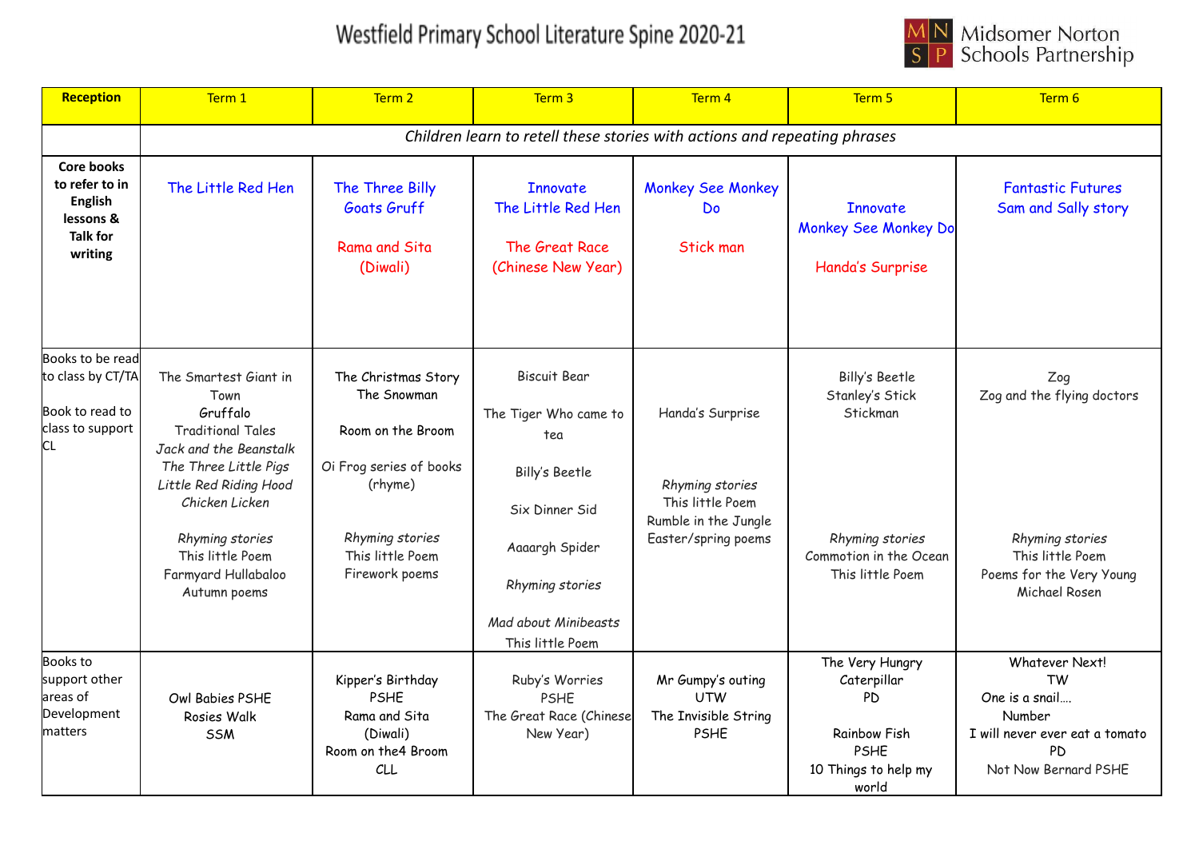# Westfield Primary School Literature Spine 2020-21

Midsomer Norton Schools Partnership

| Reception | Term 1 | Term 2 | Term 3 | Term 4 | Term 5 | Term 6 |
|---|---|---|---|---|---|---|
| | *Children learn to retell these stories with actions and repeating phrases* | | | | | |
| **Core books to refer to in English lessons & Talk for writing** | The Little Red Hen | The Three Billy Goats Gruff<br><br>Rama and Sita (Diwali) | Innovate<br>The Little Red Hen<br><br>The Great Race (Chinese New Year) | Monkey See Monkey Do<br><br>Stick man | Innovate<br>Monkey See Monkey Do<br><br>Handa's Surprise | Fantastic Futures<br>Sam and Sally story |
| Books to be read to class by CT/TA<br><br>Book to read to class to support CL | The Smartest Giant in Town<br>Gruffalo<br>Traditional Tales<br>*Jack and the Beanstalk*<br>*The Three Little Pigs*<br>*Little Red Riding Hood*<br>*Chicken Licken*<br><br>*Rhyming stories*<br>This little Poem<br>Farmyard Hullabaloo<br>Autumn poems | The Christmas Story<br>The Snowman<br><br>Room on the Broom<br><br>Oi Frog series of books (rhyme)<br><br>*Rhyming stories*<br>This little Poem<br>Firework poems | Biscuit Bear<br><br>The Tiger Who came to tea<br><br>Billy's Beetle<br><br>Six Dinner Sid<br><br>Aaaargh Spider<br><br>*Rhyming stories*<br><br>*Mad about Minibeasts*<br>This little Poem | Handa's Surprise<br><br>*Rhyming stories*<br>This little Poem<br>Rumble in the Jungle<br>Easter/spring poems | Billy's Beetle<br>Stanley's Stick<br>Stickman<br><br>*Rhyming stories*<br>Commotion in the Ocean<br>This little Poem | Zog<br>Zog and the flying doctors<br><br>*Rhyming stories*<br>This little Poem<br>Poems for the Very Young<br>Michael Rosen |
| Books to support other areas of Development matters | Owl Babies PSHE<br>Rosies Walk<br>SSM | Kipper's Birthday<br>PSHE<br>Rama and Sita (Diwali)<br>Room on the4 Broom<br>CLL | Ruby's Worries<br>PSHE<br>The Great Race (Chinese New Year) | Mr Gumpy's outing<br>UTW<br>The Invisible String<br>PSHE | The Very Hungry Caterpillar<br>PD<br><br>Rainbow Fish<br>PSHE<br>10 Things to help my world | Whatever Next!<br>TW<br>One is a snail….<br>Number<br>I will never ever eat a tomato<br>PD<br>Not Now Bernard PSHE |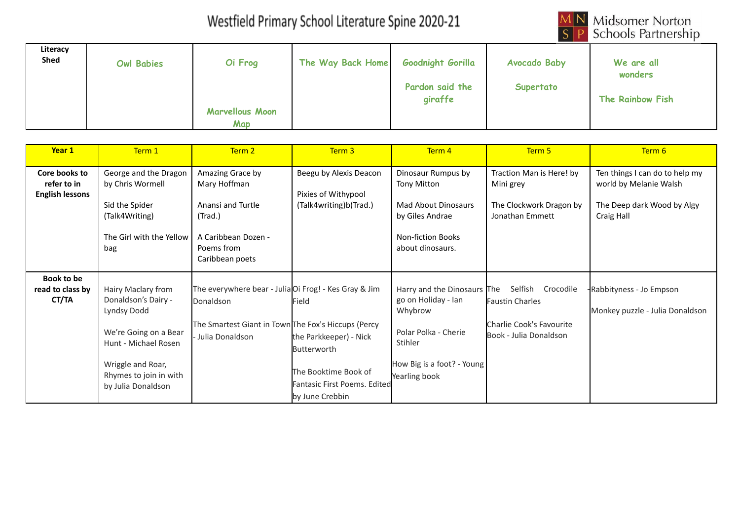# Westfield Primary School Literature Spine 2020-21

Midsomer Norton Schools Partnership

| Literacy Shed | Owl Babies | Oi Frog<br><br>Marvellous Moon Map | The Way Back Home | Goodnight Gorilla<br><br>Pardon said the giraffe | Avocado Baby<br><br>Supertato | We are all wonders<br><br>The Rainbow Fish |
|---|---|---|---|---|---|---|

| Year 1 | Term 1 | Term 2 | Term 3 | Term 4 | Term 5 | Term 6 |
|---|---|---|---|---|---|---|
| **Core books to refer to in English lessons** | George and the Dragon by Chris Wormell<br><br>Sid the Spider (Talk4Writing)<br><br>The Girl with the Yellow bag | Amazing Grace by Mary Hoffman<br><br>Anansi and Turtle (Trad.)<br><br>A Caribbean Dozen - Poems from Caribbean poets | Beegu by Alexis Deacon<br><br>Pixies of Withypool (Talk4writing)b(Trad.) | Dinosaur Rumpus by Tony Mitton<br><br>Mad About Dinosaurs by Giles Andrae<br><br>Non-fiction Books about dinosaurs. | Traction Man is Here! by Mini grey<br><br>The Clockwork Dragon by Jonathan Emmett | Ten things I can do to help my world by Melanie Walsh<br><br>The Deep dark Wood by Algy Craig Hall |
| **Book to be read to class by CT/TA** | Hairy Maclary from Donaldson's Dairy - Lyndsy Dodd<br><br>We're Going on a Bear Hunt - Michael Rosen<br><br>Wriggle and Roar, Rhymes to join in with by Julia Donaldson | The everywhere bear - Julia Donaldson<br><br>The Smartest Giant in Town - Julia Donaldson | Oi Frog! - Kes Gray & Jim Field<br><br>The Fox's Hiccups (Percy the Parkkeeper) - Nick Butterworth<br><br>The Booktime Book of Fantasic First Poems. Edited by June Crebbin | Harry and the Dinosaurs go on Holiday - Ian Whybrow<br><br>Polar Polka - Cherie Stihler<br><br>How Big is a foot? - Young Yearling book | The Selfish Crocodile Faustin Charles<br><br>Charlie Cook's Favourite Book - Julia Donaldson | -Rabbityness - Jo Empson<br><br>Monkey puzzle - Julia Donaldson |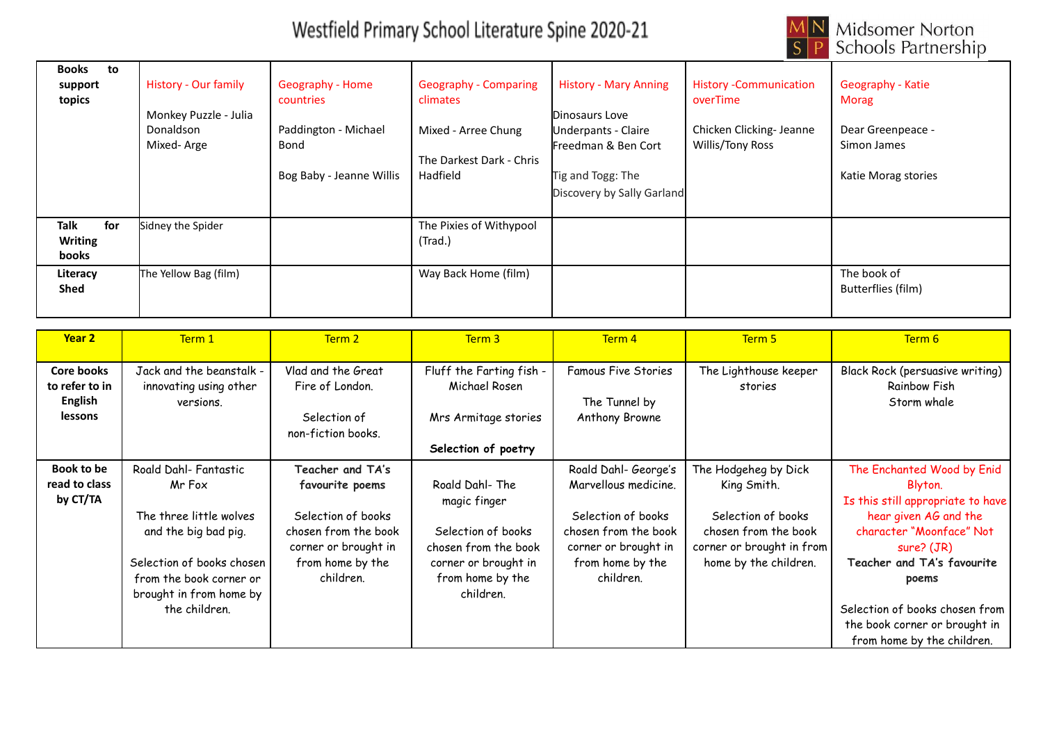# Westfield Primary School Literature Spine 2020-21

Midsomer Norton Schools Partnership

| Books to support topics | History - Our family<br><br>Monkey Puzzle - Julia Donaldson<br>Mixed- Arge | Geography - Home countries<br><br>Paddington - Michael Bond<br><br>Bog Baby - Jeanne Willis | Geography - Comparing climates<br><br>Mixed - Arree Chung<br><br>The Darkest Dark - Chris Hadfield | History - Mary Anning<br><br>Dinosaurs Love Underpants - Claire Freedman & Ben Cort<br><br>Tig and Togg: The Discovery by Sally Garland | History -Communication overTime<br><br>Chicken Clicking- Jeanne Willis/Tony Ross | Geography - Katie Morag<br><br>Dear Greenpeace - Simon James<br><br>Katie Morag stories |
|---|---|---|---|---|---|---|
| Talk for Writing books | Sidney the Spider | | The Pixies of Withypool (Trad.) | | | |
| Literacy Shed | The Yellow Bag (film) | | Way Back Home (film) | | | The book of Butterflies (film) |

| Year 2 | Term 1 | Term 2 | Term 3 | Term 4 | Term 5 | Term 6 |
|---|---|---|---|---|---|---|
| Core books to refer to in English lessons | Jack and the beanstalk - innovating using other versions. | Vlad and the Great Fire of London.<br><br>Selection of non-fiction books. | Fluff the Farting fish - Michael Rosen<br><br>Mrs Armitage stories<br><br>**Selection of poetry** | Famous Five Stories<br><br>The Tunnel by Anthony Browne | The Lighthouse keeper stories | Black Rock (persuasive writing)<br>Rainbow Fish<br>Storm whale |
| Book to be read to class by CT/TA | Roald Dahl- Fantastic Mr Fox<br><br>The three little wolves and the big bad pig.<br><br>Selection of books chosen from the book corner or brought in from home by the children. | **Teacher and TA's favourite poems**<br><br>Selection of books chosen from the book corner or brought in from home by the children. | Roald Dahl- The magic finger<br><br>Selection of books chosen from the book corner or brought in from home by the children. | Roald Dahl- George's Marvellous medicine.<br><br>Selection of books chosen from the book corner or brought in from home by the children. | The Hodgeheg by Dick King Smith.<br><br>Selection of books chosen from the book corner or brought in from home by the children. | The Enchanted Wood by Enid Blyton.<br>Is this still appropriate to have hear given AG and the character "Moonface" Not sure? (JR)<br>**Teacher and TA's favourite poems**<br><br>Selection of books chosen from the book corner or brought in from home by the children. |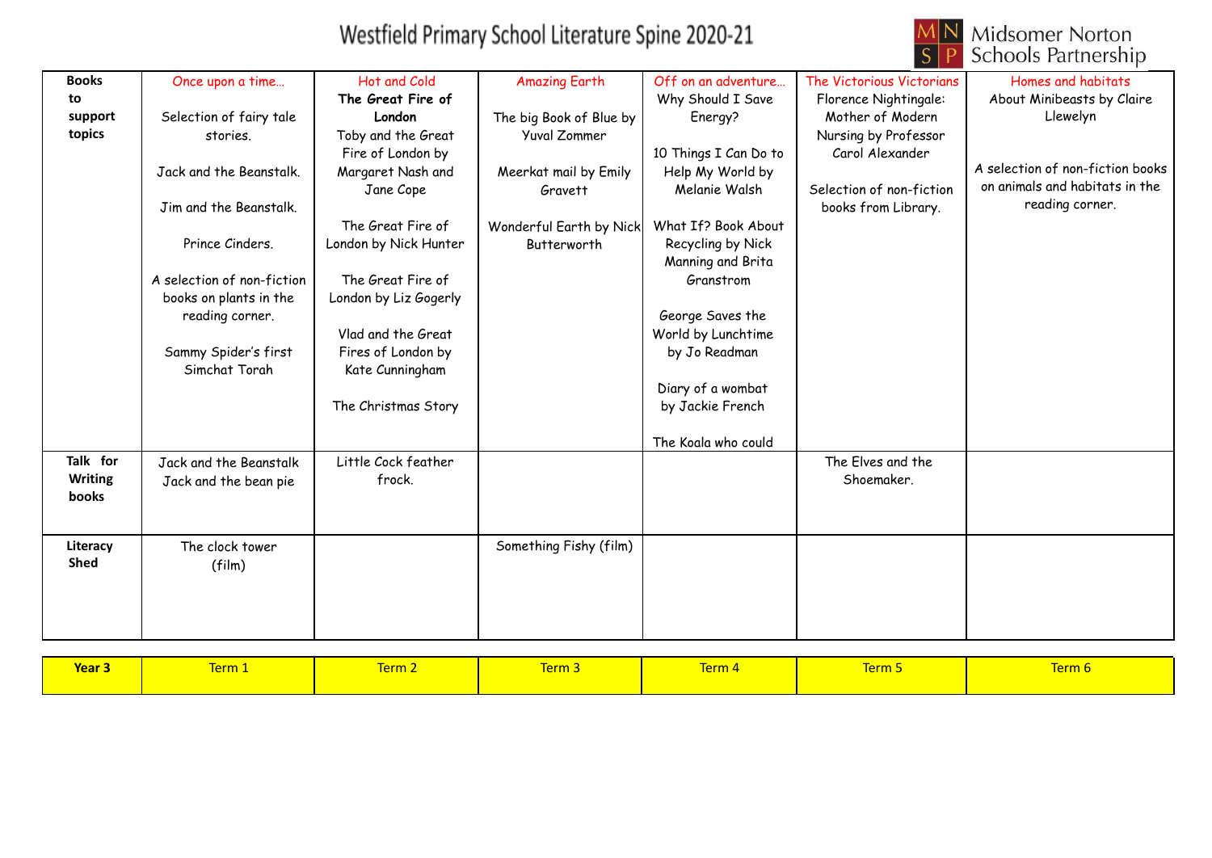# Westfield Primary School Literature Spine 2020-21

Midsomer Norton Schools Partnership

| Year 3 | Term 1 | Term 2 | Term 3 | Term 4 | Term 5 | Term 6 |
|---|---|---|---|---|---|---|
| **Books to support topics** | Once upon a time… <br><br> Selection of fairy tale stories. <br><br> Jack and the Beanstalk. <br><br> Jim and the Beanstalk. <br><br> Prince Cinders. <br><br> A selection of non-fiction books on plants in the reading corner. <br><br> Sammy Spider's first Simchat Torah | Hot and Cold <br> **The Great Fire of London** <br> Toby and the Great Fire of London by Margaret Nash and Jane Cope <br><br> The Great Fire of London by Nick Hunter <br><br> The Great Fire of London by Liz Gogerly <br><br> Vlad and the Great Fires of London by Kate Cunningham <br><br> The Christmas Story | Amazing Earth <br><br> The big Book of Blue by Yuval Zommer <br><br> Meerkat mail by Emily Gravett <br><br> Wonderful Earth by Nick Butterworth | Off on an adventure… <br> Why Should I Save Energy? <br><br> 10 Things I Can Do to Help My World by Melanie Walsh <br><br> What If? Book About Recycling by Nick Manning and Brita Granstrom <br><br> George Saves the World by Lunchtime by Jo Readman <br><br> Diary of a wombat by Jackie French <br><br> The Koala who could | The Victorious Victorians <br> Florence Nightingale: Mother of Modern Nursing by Professor Carol Alexander <br><br> Selection of non-fiction books from Library. | Homes and habitats <br> About Minibeasts by Claire Llewelyn <br><br> A selection of non-fiction books on animals and habitats in the reading corner. |
| **Talk for Writing books** | Jack and the Beanstalk <br> Jack and the bean pie | Little Cock feather frock. | | | The Elves and the Shoemaker. | |
| **Literacy Shed** | The clock tower (film) | | Something Fishy (film) | | | |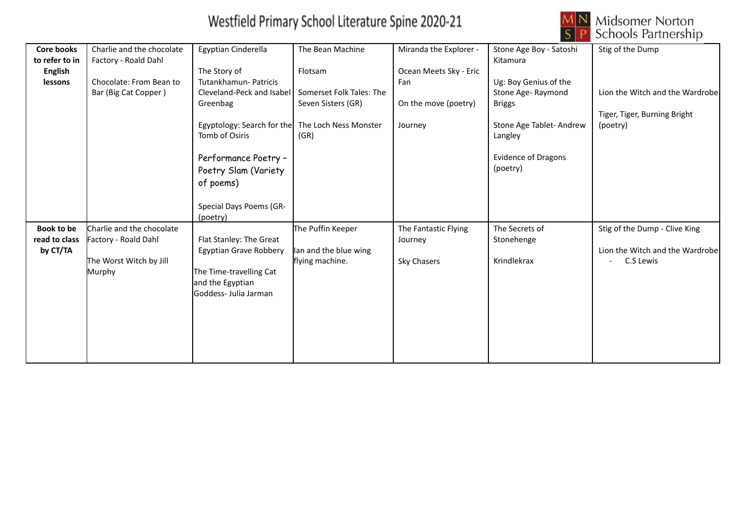# Westfield Primary School Literature Spine 2020-21

Midsomer Norton Schools Partnership

| | | | | | | |
|---|---|---|---|---|---|---|
| **Core books to refer to in English lessons** | Charlie and the chocolate Factory - Roald Dahl<br><br>Chocolate: From Bean to Bar (Big Cat Copper ) | Egyptian Cinderella<br><br>The Story of Tutankhamun- Patricis Cleveland-Peck and Isabel Greenbag<br><br>Egyptology: Search for the Tomb of Osiris<br><br>Performance Poetry – Poetry Slam (Variety of poems)<br><br>Special Days Poems (GR- (poetry) | The Bean Machine<br><br>Flotsam<br><br>Somerset Folk Tales: The Seven Sisters (GR)<br><br>The Loch Ness Monster (GR) | Miranda the Explorer -<br><br>Ocean Meets Sky - Eric Fan<br><br>On the move (poetry)<br><br>Journey | Stone Age Boy - Satoshi Kitamura<br><br>Ug: Boy Genius of the Stone Age- Raymond Briggs<br><br>Stone Age Tablet- Andrew Langley<br><br>Evidence of Dragons (poetry) | Stig of the Dump<br><br>Lion the Witch and the Wardrobe<br><br>Tiger, Tiger, Burning Bright (poetry) |
| **Book to be read to class by CT/TA** | Charlie and the chocolate Factory - Roald Dahl<br><br>The Worst Witch by Jill Murphy | Flat Stanley: The Great Egyptian Grave Robbery<br><br>The Time-travelling Cat and the Egyptian Goddess- Julia Jarman | The Puffin Keeper<br><br>Ian and the blue wing flying machine. | The Fantastic Flying Journey<br><br>Sky Chasers | The Secrets of Stonehenge<br><br>Krindlekrax | Stig of the Dump - Clive King<br><br>Lion the Witch and the Wardrobe - C.S Lewis |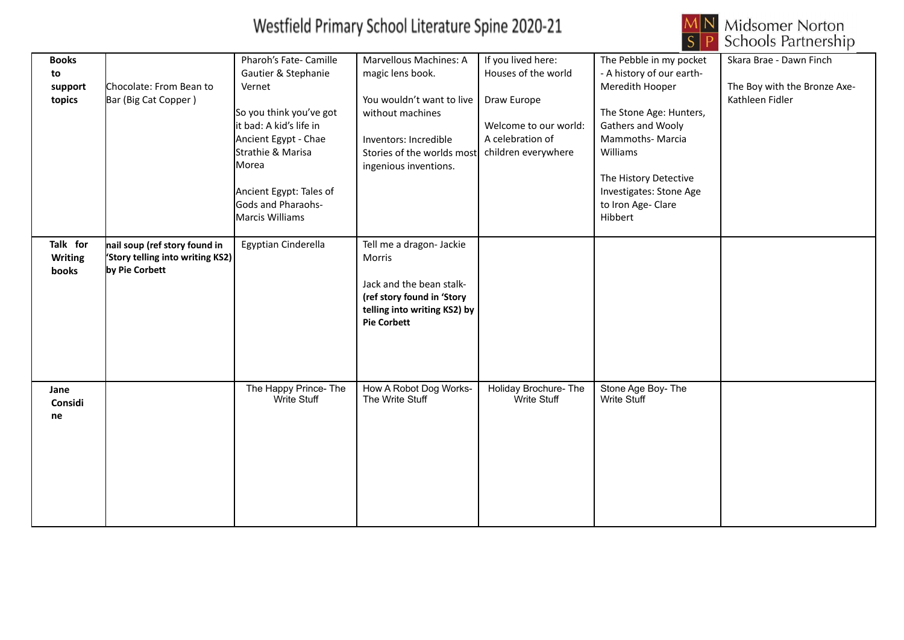# Westfield Primary School Literature Spine 2020-21

Midsomer Norton Schools Partnership

| Books to support topics | Chocolate: From Bean to Bar (Big Cat Copper ) | Pharoh's Fate- Camille Gautier & Stephanie Vernet<br><br>So you think you've got it bad: A kid's life in Ancient Egypt - Chae Strathie & Marisa Morea<br><br>Ancient Egypt: Tales of Gods and Pharaohs- Marcis Williams | Marvellous Machines: A magic lens book.<br><br>You wouldn't want to live without machines<br><br>Inventors: Incredible Stories of the worlds most ingenious inventions. | If you lived here: Houses of the world<br><br>Draw Europe<br><br>Welcome to our world: A celebration of children everywhere | The Pebble in my pocket - A history of our earth- Meredith Hooper<br><br>The Stone Age: Hunters, Gathers and Wooly Mammoths- Marcia Williams<br><br>The History Detective Investigates: Stone Age to Iron Age- Clare Hibbert | Skara Brae - Dawn Finch<br><br>The Boy with the Bronze Axe- Kathleen Fidler |
|---|---|---|---|---|---|---|
| **Talk for Writing books** | **nail soup (ref story found in 'Story telling into writing KS2) by Pie Corbett** | Egyptian Cinderella | Tell me a dragon- Jackie Morris<br><br>Jack and the bean stalk- **(ref story found in 'Story telling into writing KS2) by Pie Corbett** | | | |
| **Jane Considine** | | The Happy Prince- The Write Stuff | How A Robot Dog Works- The Write Stuff | Holiday Brochure- The Write Stuff | Stone Age Boy- The Write Stuff | |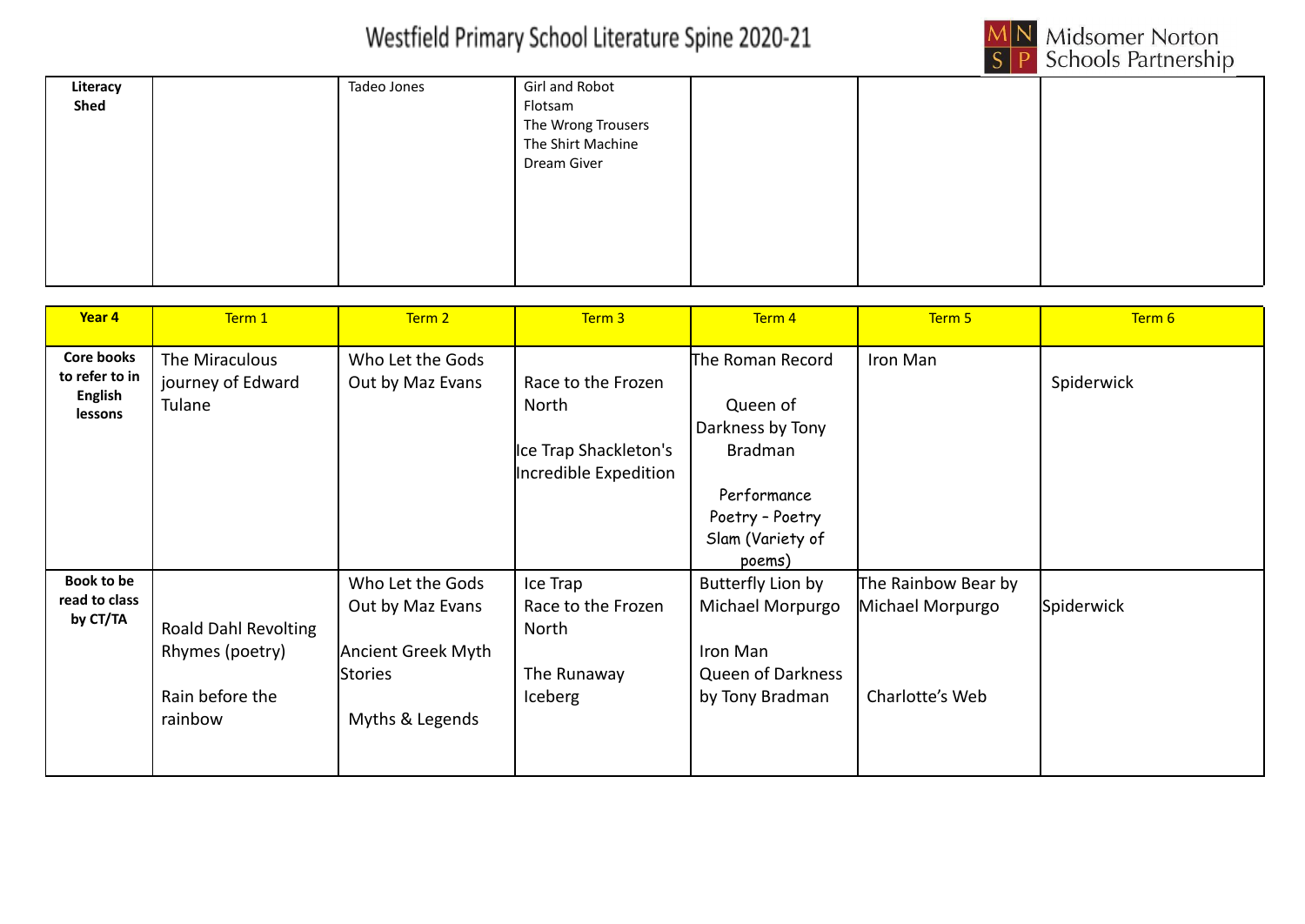# Westfield Primary School Literature Spine 2020-21

Midsomer Norton Schools Partnership

| | | | | | | |
|---|---|---|---|---|---|---|
| **Literacy Shed** | | Tadeo Jones | Girl and Robot<br>Flotsam<br>The Wrong Trousers<br>The Shirt Machine<br>Dream Giver | | | |

| **Year 4** | Term 1 | Term 2 | Term 3 | Term 4 | Term 5 | Term 6 |
|---|---|---|---|---|---|---|
| **Core books to refer to in English lessons** | The Miraculous journey of Edward Tulane | Who Let the Gods Out by Maz Evans | Race to the Frozen North<br><br>Ice Trap Shackleton's Incredible Expedition | The Roman Record<br><br>Queen of Darkness by Tony Bradman<br><br>Performance Poetry - Poetry Slam (Variety of poems) | Iron Man | Spiderwick |
| **Book to be read to class by CT/TA** | Roald Dahl Revolting Rhymes (poetry)<br><br>Rain before the rainbow | Who Let the Gods Out by Maz Evans<br><br>Ancient Greek Myth Stories<br><br>Myths & Legends | Ice Trap<br>Race to the Frozen North<br><br>The Runaway Iceberg | Butterfly Lion by Michael Morpurgo<br><br>Iron Man<br>Queen of Darkness by Tony Bradman | The Rainbow Bear by Michael Morpurgo<br><br>Charlotte's Web | Spiderwick |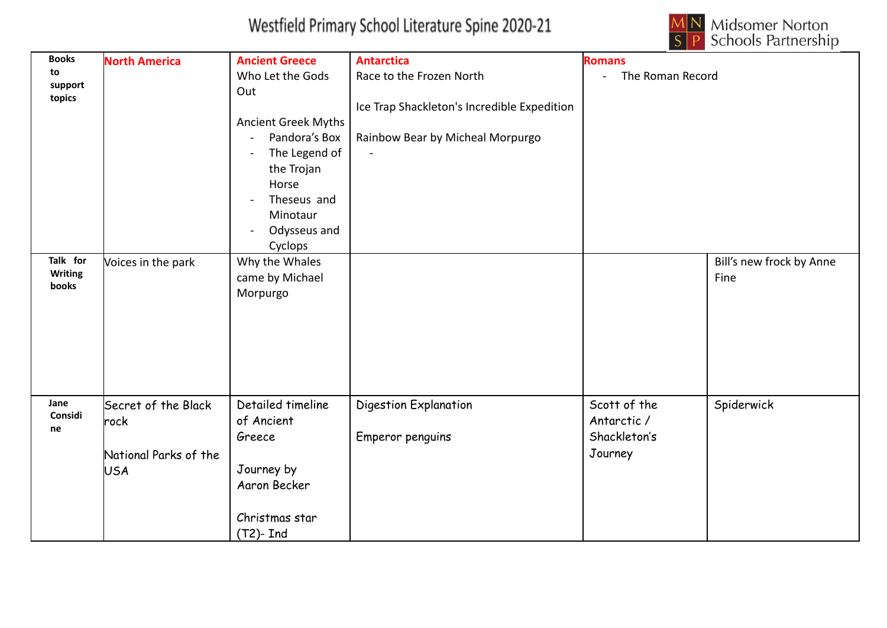# Westfield Primary School Literature Spine 2020-21

Midsomer Norton Schools Partnership

| Books to support topics | **North America** | **Ancient Greece**<br>Who Let the Gods Out<br><br>Ancient Greek Myths<br>- Pandora's Box<br>- The Legend of the Trojan Horse<br>- Theseus and Minotaur<br>- Odysseus and Cyclops | **Antarctica**<br>Race to the Frozen North<br><br>Ice Trap Shackleton's Incredible Expedition<br><br>Rainbow Bear by Micheal Morpurgo<br>- | **Romans**<br>- The Roman Record | |
|---|---|---|---|---|---|
| Talk for Writing books | Voices in the park | Why the Whales came by Michael Morpurgo | | | Bill's new frock by Anne Fine |
| Jane Considine | Secret of the Black rock<br><br>National Parks of the USA | Detailed timeline of Ancient Greece<br><br>Journey by Aaron Becker<br><br>Christmas star (T2)- Ind | Digestion Explanation<br><br>Emperor penguins | Scott of the Antarctic / Shackleton's Journey | Spiderwick |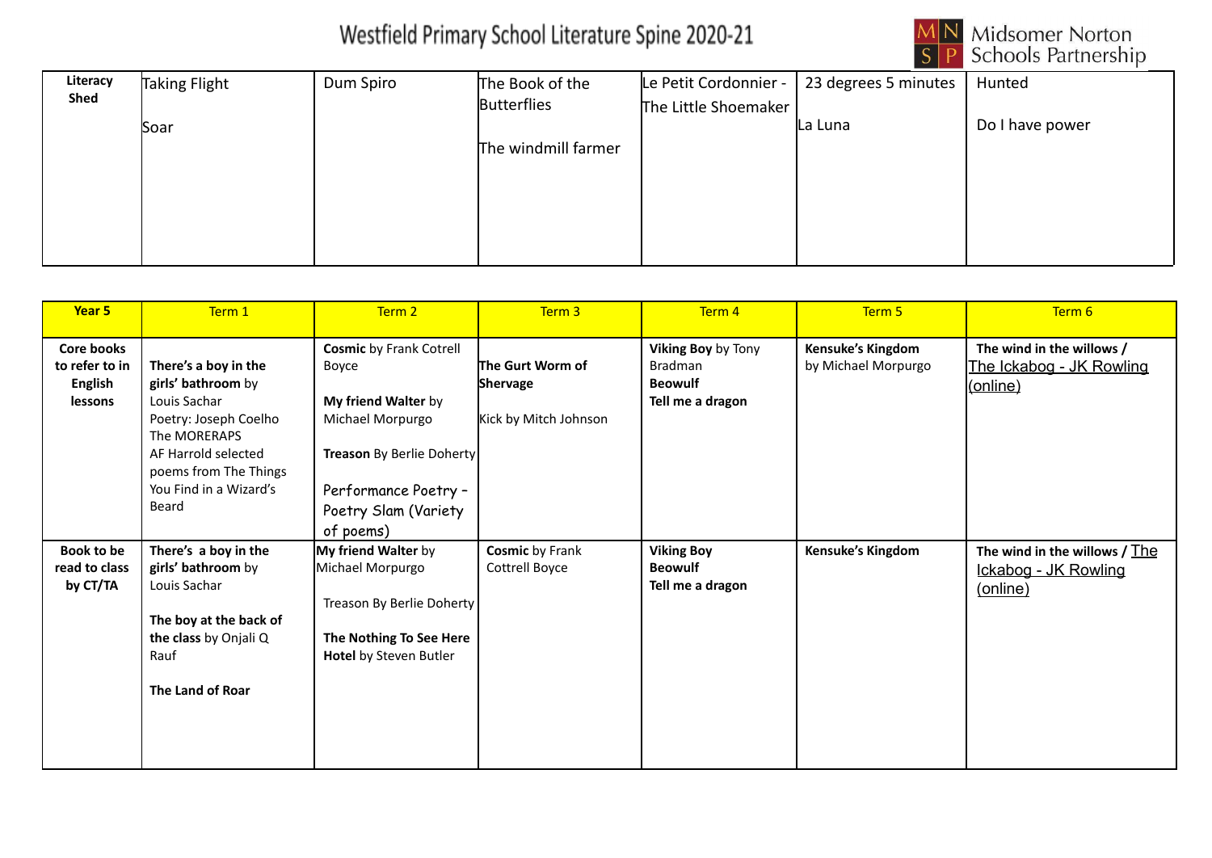# Westfield Primary School Literature Spine 2020-21

Midsomer Norton Schools Partnership

| Literacy Shed | Taking Flight<br><br>Soar | Dum Spiro | The Book of the Butterflies<br><br>The windmill farmer | Le Petit Cordonnier - The Little Shoemaker | 23 degrees 5 minutes<br><br>La Luna | Hunted<br><br>Do I have power |
|---|---|---|---|---|---|---|

| Year 5 | Term 1 | Term 2 | Term 3 | Term 4 | Term 5 | Term 6 |
|---|---|---|---|---|---|---|
| Core books to refer to in English lessons | **There's a boy in the girls' bathroom** by Louis Sachar<br>Poetry: Joseph Coelho The MORERAPS<br>AF Harrold selected poems from The Things You Find in a Wizard's Beard | **Cosmic** by Frank Cotrell Boyce<br><br>**My friend Walter** by Michael Morpurgo<br><br>**Treason** By Berlie Doherty<br><br>Performance Poetry – Poetry Slam (Variety of poems) | **The Gurt Worm of Shervage**<br><br>Kick by Mitch Johnson | **Viking Boy** by Tony Bradman<br>**Beowulf**<br>**Tell me a dragon** | **Kensuke's Kingdom** by Michael Morpurgo | **The wind in the willows /** The Ickabog - JK Rowling (online) |
| Book to be read to class by CT/TA | **There's a boy in the girls' bathroom** by Louis Sachar<br><br>**The boy at the back of the class** by Onjali Q Rauf<br><br>**The Land of Roar** | **My friend Walter** by Michael Morpurgo<br><br>Treason By Berlie Doherty<br><br>**The Nothing To See Here Hotel** by Steven Butler | **Cosmic** by Frank Cottrell Boyce | **Viking Boy**<br>**Beowulf**<br>**Tell me a dragon** | **Kensuke's Kingdom** | **The wind in the willows /** The Ickabog - JK Rowling (online) |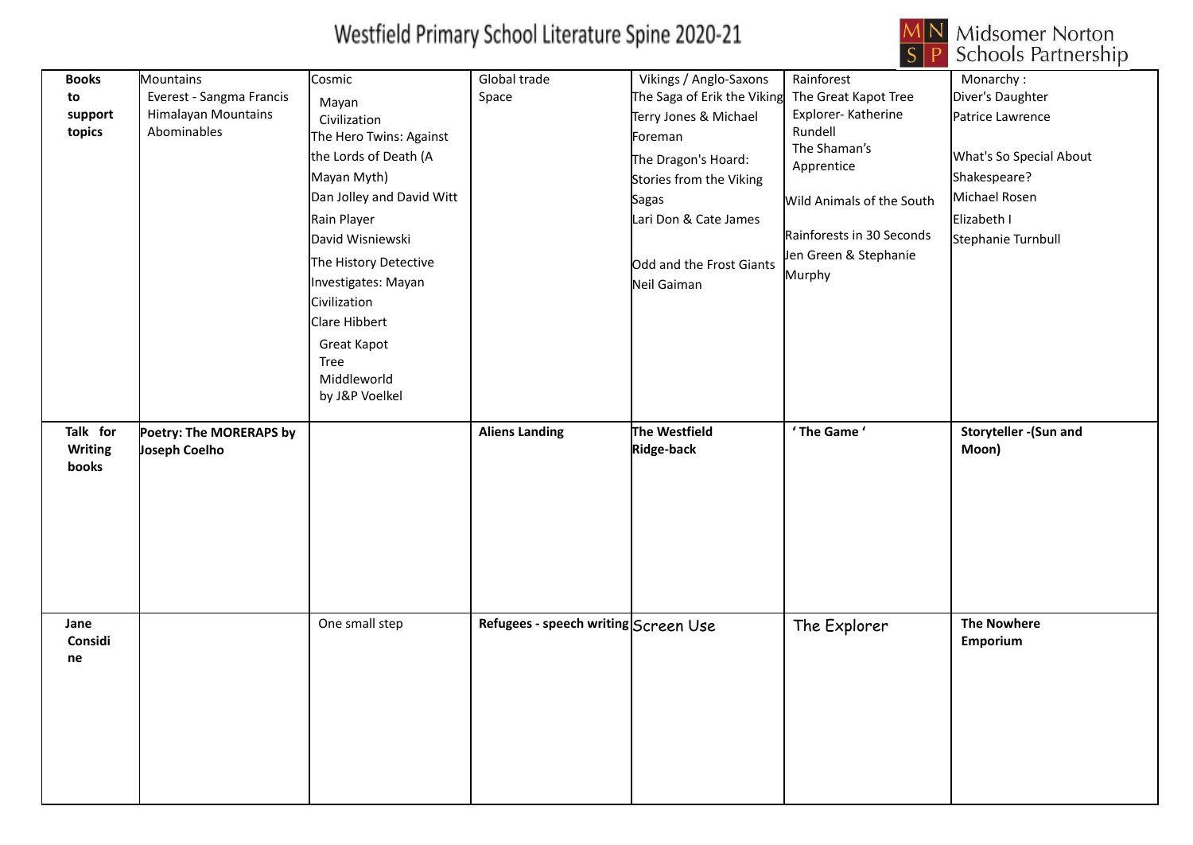# Westfield Primary School Literature Spine 2020-21

Midsomer Norton Schools Partnership

| Books to support topics | Mountains<br>Everest - Sangma Francis<br>Himalayan Mountains<br>Abominables | Cosmic<br>Mayan Civilization<br>The Hero Twins: Against the Lords of Death (A Mayan Myth)<br>Dan Jolley and David Witt<br>Rain Player<br>David Wisniewski<br>The History Detective Investigates: Mayan Civilization<br>Clare Hibbert<br>Great Kapot Tree<br>Middleworld<br>by J&P Voelkel | Global trade<br>Space | Vikings / Anglo-Saxons<br>The Saga of Erik the Viking<br>Terry Jones & Michael Foreman<br>The Dragon's Hoard: Stories from the Viking Sagas<br>Lari Don & Cate James<br>Odd and the Frost Giants<br>Neil Gaiman | Rainforest<br>The Great Kapot Tree<br>Explorer- Katherine Rundell<br>The Shaman's Apprentice<br>Wild Animals of the South<br>Rainforests in 30 Seconds<br>Jen Green & Stephanie Murphy | Monarchy :<br>Diver's Daughter<br>Patrice Lawrence<br>What's So Special About Shakespeare?<br>Michael Rosen<br>Elizabeth I<br>Stephanie Turnbull |
|---|---|---|---|---|---|---|
| **Talk for Writing books** | **Poetry: The MORERAPS by Joseph Coelho** | | **Aliens Landing** | **The Westfield Ridge-back** | **' The Game '** | **Storyteller -(Sun and Moon)** |
| **Jane Considine** | | One small step | **Refugees - speech writing** | Screen Use | The Explorer | **The Nowhere Emporium** |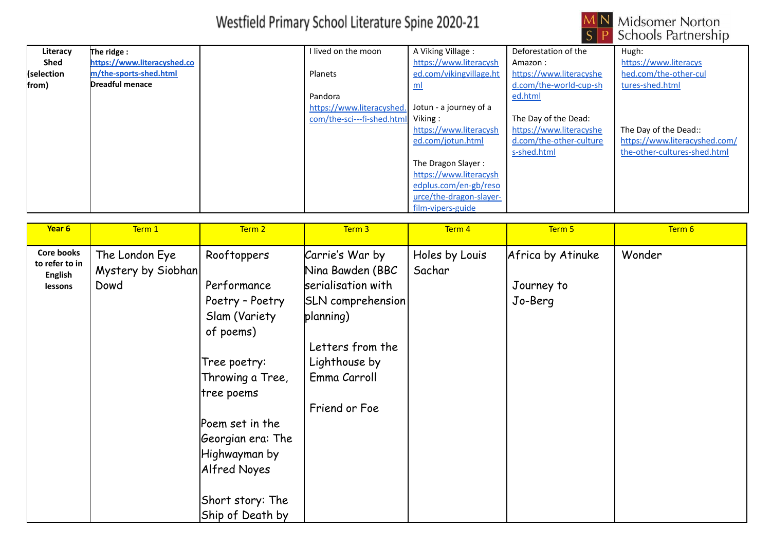# Westfield Primary School Literature Spine 2020-21

| Literacy Shed (selection from) | **The ridge :** **https://www.literacyshed.com/the-sports-shed.html** **Dreadful menace** | | I lived on the moon<br><br>Planets<br><br>Pandora https://www.literacyshed.com/the-sci---fi-shed.html | A Viking Village : https://www.literacyshed.com/vikingvillage.html<br><br>Jotun - a journey of a Viking : https://www.literacyshed.com/jotun.html<br><br>The Dragon Slayer : https://www.literacyshedplus.com/en-gb/resource/the-dragon-slayer-film-vipers-guide | Deforestation of the Amazon : https://www.literacyshed.com/the-world-cup-shed.html<br><br>The Day of the Dead: https://www.literacyshed.com/the-other-cultures-shed.html | Hugh: https://www.literacyshed.com/the-other-cultures-shed.html<br><br>The Day of the Dead:: https://www.literacyshed.com/the-other-cultures-shed.html |
|---|---|---|---|---|---|---|

| Year 6 | Term 1 | Term 2 | Term 3 | Term 4 | Term 5 | Term 6 |
|---|---|---|---|---|---|---|
| Core books to refer to in English lessons | The London Eye Mystery by Siobhan Dowd | Rooftoppers<br><br>Performance Poetry – Poetry Slam (Variety of poems)<br><br>Tree poetry: Throwing a Tree, tree poems<br><br>Poem set in the Georgian era: The Highwayman by Alfred Noyes<br><br>Short story: The Ship of Death by | Carrie's War by Nina Bawden (BBC serialisation with SLN comprehension planning)<br><br>Letters from the Lighthouse by Emma Carroll<br><br>Friend or Foe | Holes by Louis Sachar | Africa by Atinuke<br><br>Journey to Jo-Berg | Wonder |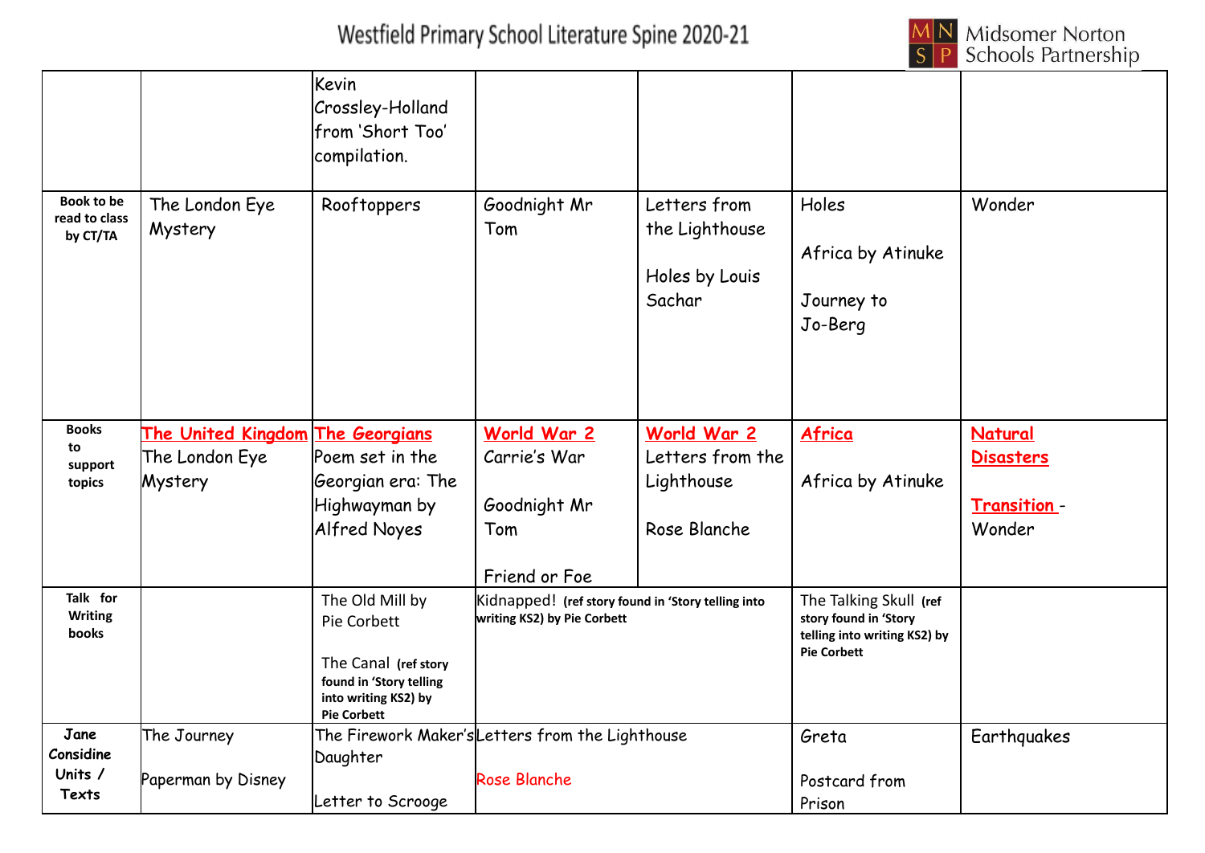# Westfield Primary School Literature Spine 2020-21

| | | | | | | |
|---|---|---|---|---|---|---|
| | | Kevin Crossley-Holland from 'Short Too' compilation. | | | | |
| **Book to be read to class by CT/TA** | The London Eye Mystery | Rooftoppers | Goodnight Mr Tom | Letters from the Lighthouse<br><br>Holes by Louis Sachar | Holes<br><br>Africa by Atinuke<br><br>Journey to Jo-Berg | Wonder |
| **Books to support topics** | **The United Kingdom**<br>The London Eye Mystery | **The Georgians**<br>Poem set in the Georgian era: The Highwayman by Alfred Noyes | **World War 2**<br>Carrie's War<br><br>Goodnight Mr Tom<br><br>Friend or Foe | **World War 2**<br>Letters from the Lighthouse<br><br>Rose Blanche | **Africa**<br><br>Africa by Atinuke | **Natural Disasters**<br><br>**Transition** - Wonder |
| **Talk for Writing books** | | The Old Mill by Pie Corbett<br><br>The Canal **(ref story found in 'Story telling into writing KS2) by Pie Corbett** | Kidnapped! **(ref story found in 'Story telling into writing KS2) by Pie Corbett** | | The Talking Skull **(ref story found in 'Story telling into writing KS2) by Pie Corbett** | |
| **Jane Considine Units / Texts** | The Journey<br><br>Paperman by Disney | The Firework Maker's Daughter<br><br>Letter to Scrooge | Letters from the Lighthouse<br><br>Rose Blanche | | Greta<br><br>Postcard from Prison | Earthquakes |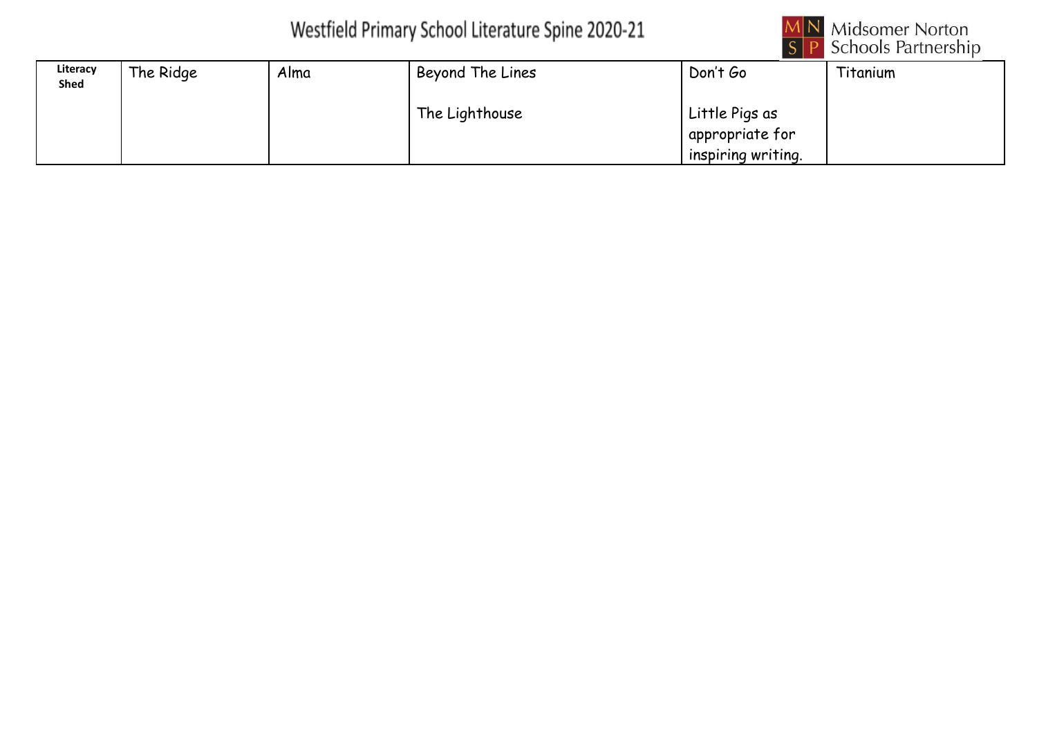| | | | | | |
|---|---|---|---|---|---|
| Literacy Shed | The Ridge | Alma | Beyond The Lines<br><br>The Lighthouse | Don't Go<br><br>Little Pigs as appropriate for inspiring writing. | Titanium |